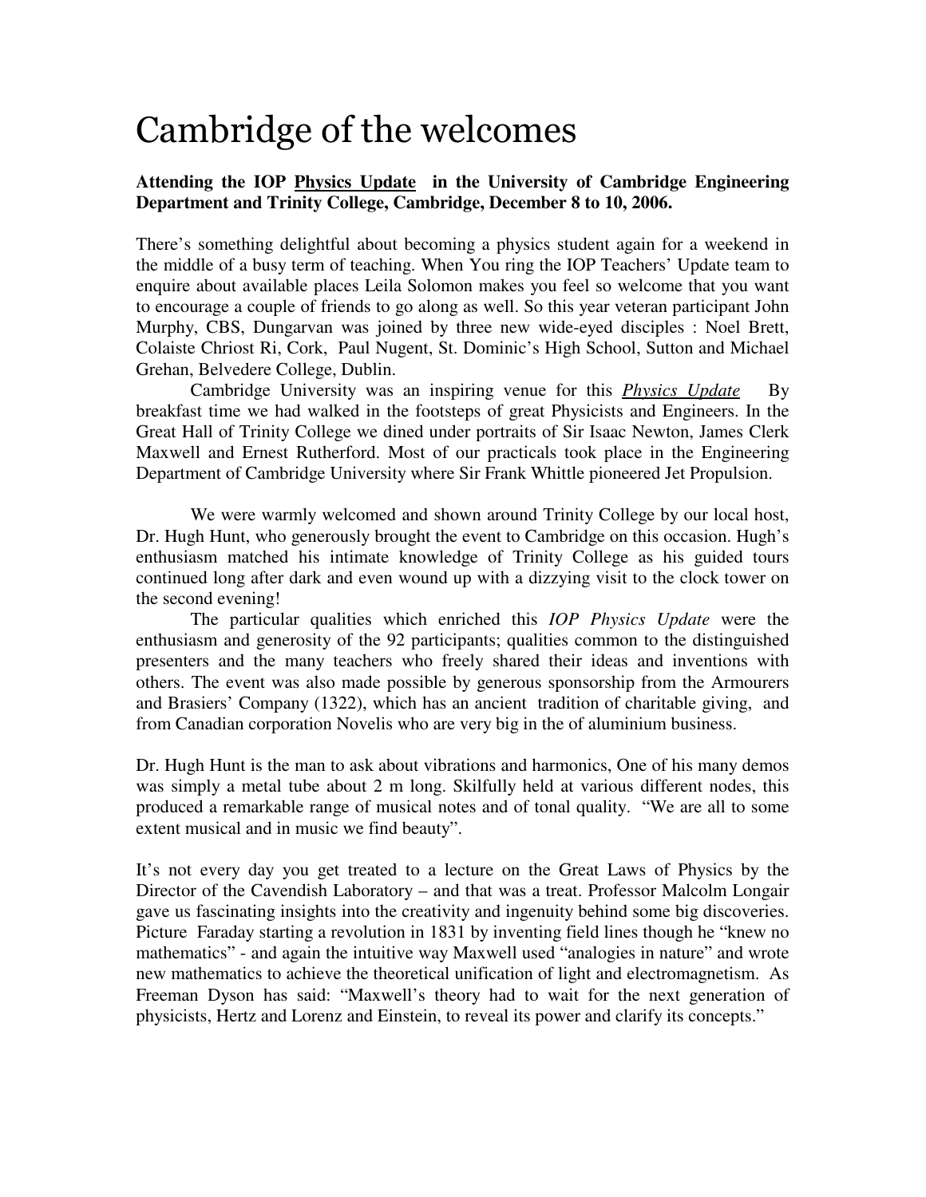# Cambridge of the welcomes

**Attending the IOP Physics Update in the University of Cambridge Engineering Department and Trinity College, Cambridge, December 8 to 10, 2006.**

There's something delightful about becoming a physics student again for a weekend in the middle of a busy term of teaching. When You ring the IOP Teachers' Update team to enquire about available places Leila Solomon makes you feel so welcome that you want to encourage a couple of friends to go along as well. So this year veteran participant John Murphy, CBS, Dungarvan was joined by three new wide-eyed disciples : Noel Brett, Colaiste Chriost Ri, Cork, Paul Nugent, St. Dominic's High School, Sutton and Michael Grehan, Belvedere College, Dublin.

Cambridge University was an inspiring venue for this ***Physics Update*** By breakfast time we had walked in the footsteps of great Physicists and Engineers. In the Great Hall of Trinity College we dined under portraits of Sir Isaac Newton, James Clerk Maxwell and Ernest Rutherford. Most of our practicals took place in the Engineering Department of Cambridge University where Sir Frank Whittle pioneered Jet Propulsion.

We were warmly welcomed and shown around Trinity College by our local host, Dr. Hugh Hunt, who generously brought the event to Cambridge on this occasion. Hugh's enthusiasm matched his intimate knowledge of Trinity College as his guided tours continued long after dark and even wound up with a dizzying visit to the clock tower on the second evening!

The particular qualities which enriched this *IOP Physics Update* were the enthusiasm and generosity of the 92 participants; qualities common to the distinguished presenters and the many teachers who freely shared their ideas and inventions with others. The event was also made possible by generous sponsorship from the Armourers and Brasiers' Company (1322), which has an ancient tradition of charitable giving, and from Canadian corporation Novelis who are very big in the of aluminium business.

Dr. Hugh Hunt is the man to ask about vibrations and harmonics, One of his many demos was simply a metal tube about 2 m long. Skilfully held at various different nodes, this produced a remarkable range of musical notes and of tonal quality. "We are all to some extent musical and in music we find beauty".

It's not every day you get treated to a lecture on the Great Laws of Physics by the Director of the Cavendish Laboratory – and that was a treat. Professor Malcolm Longair gave us fascinating insights into the creativity and ingenuity behind some big discoveries. Picture Faraday starting a revolution in 1831 by inventing field lines though he "knew no mathematics" - and again the intuitive way Maxwell used "analogies in nature" and wrote new mathematics to achieve the theoretical unification of light and electromagnetism. As Freeman Dyson has said: "Maxwell's theory had to wait for the next generation of physicists, Hertz and Lorenz and Einstein, to reveal its power and clarify its concepts."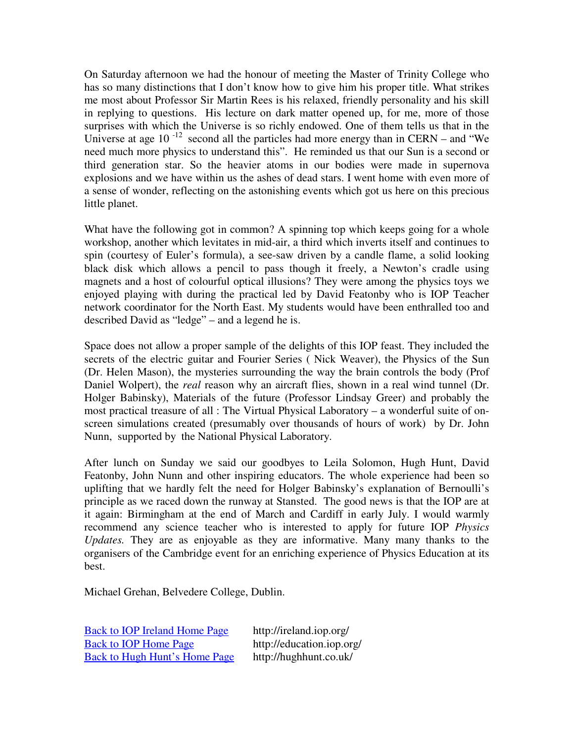On Saturday afternoon we had the honour of meeting the Master of Trinity College who has so many distinctions that I don't know how to give him his proper title. What strikes me most about Professor Sir Martin Rees is his relaxed, friendly personality and his skill in replying to questions. His lecture on dark matter opened up, for me, more of those surprises with which the Universe is so richly endowed. One of them tells us that in the Universe at age $10^{-12}$ second all the particles had more energy than in CERN – and "We need much more physics to understand this". He reminded us that our Sun is a second or third generation star. So the heavier atoms in our bodies were made in supernova explosions and we have within us the ashes of dead stars. I went home with even more of a sense of wonder, reflecting on the astonishing events which got us here on this precious little planet.

What have the following got in common? A spinning top which keeps going for a whole workshop, another which levitates in mid-air, a third which inverts itself and continues to spin (courtesy of Euler's formula), a see-saw driven by a candle flame, a solid looking black disk which allows a pencil to pass though it freely, a Newton's cradle using magnets and a host of colourful optical illusions? They were among the physics toys we enjoyed playing with during the practical led by David Featonby who is IOP Teacher network coordinator for the North East. My students would have been enthralled too and described David as "ledge" – and a legend he is.

Space does not allow a proper sample of the delights of this IOP feast. They included the secrets of the electric guitar and Fourier Series ( Nick Weaver), the Physics of the Sun (Dr. Helen Mason), the mysteries surrounding the way the brain controls the body (Prof Daniel Wolpert), the *real* reason why an aircraft flies, shown in a real wind tunnel (Dr. Holger Babinsky), Materials of the future (Professor Lindsay Greer) and probably the most practical treasure of all : The Virtual Physical Laboratory – a wonderful suite of on-screen simulations created (presumably over thousands of hours of work) by Dr. John Nunn, supported by the National Physical Laboratory.

After lunch on Sunday we said our goodbyes to Leila Solomon, Hugh Hunt, David Featonby, John Nunn and other inspiring educators. The whole experience had been so uplifting that we hardly felt the need for Holger Babinsky's explanation of Bernoulli's principle as we raced down the runway at Stansted. The good news is that the IOP are at it again: Birmingham at the end of March and Cardiff in early July. I would warmly recommend any science teacher who is interested to apply for future IOP *Physics Updates.* They are as enjoyable as they are informative. Many many thanks to the organisers of the Cambridge event for an enriching experience of Physics Education at its best.

Michael Grehan, Belvedere College, Dublin.

[Back to IOP Ireland Home Page](http://ireland.iop.org/) http://ireland.iop.org/
[Back to IOP Home Page](http://education.iop.org/) http://education.iop.org/
[Back to Hugh Hunt's Home Page](http://hughhunt.co.uk/) http://hughhunt.co.uk/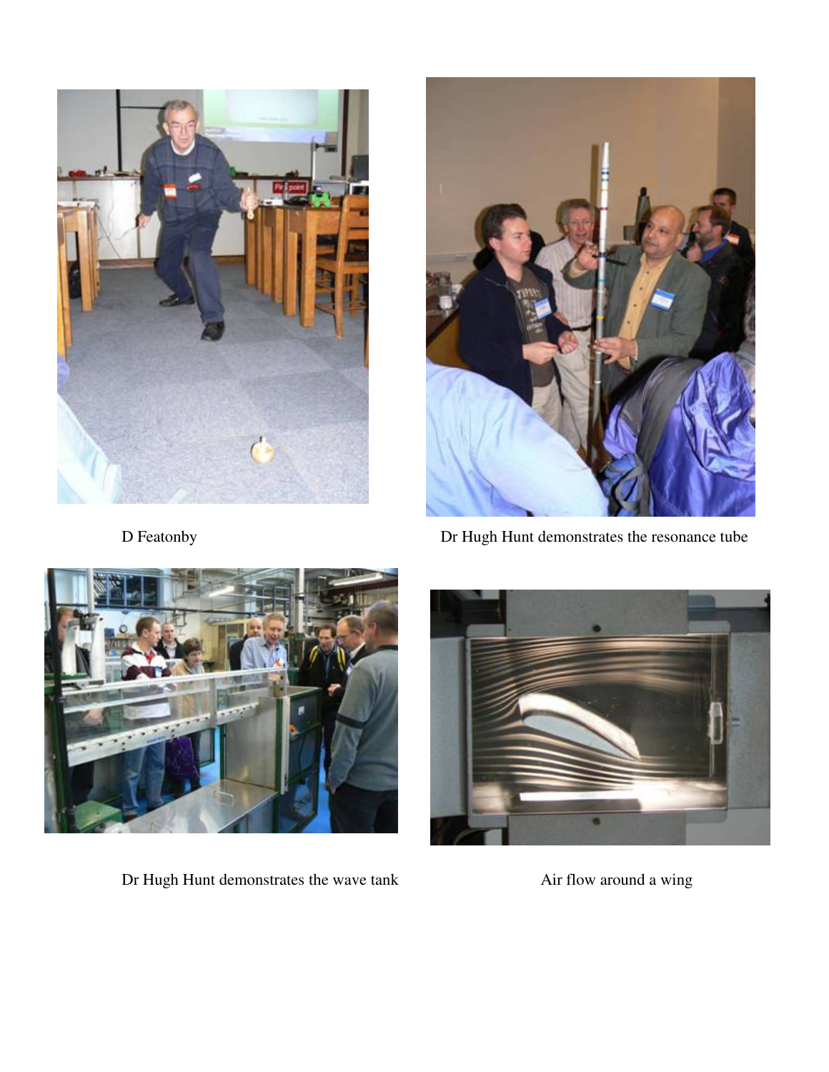D Featonby

Dr Hugh Hunt demonstrates the resonance tube

Dr Hugh Hunt demonstrates the wave tank

Air flow around a wing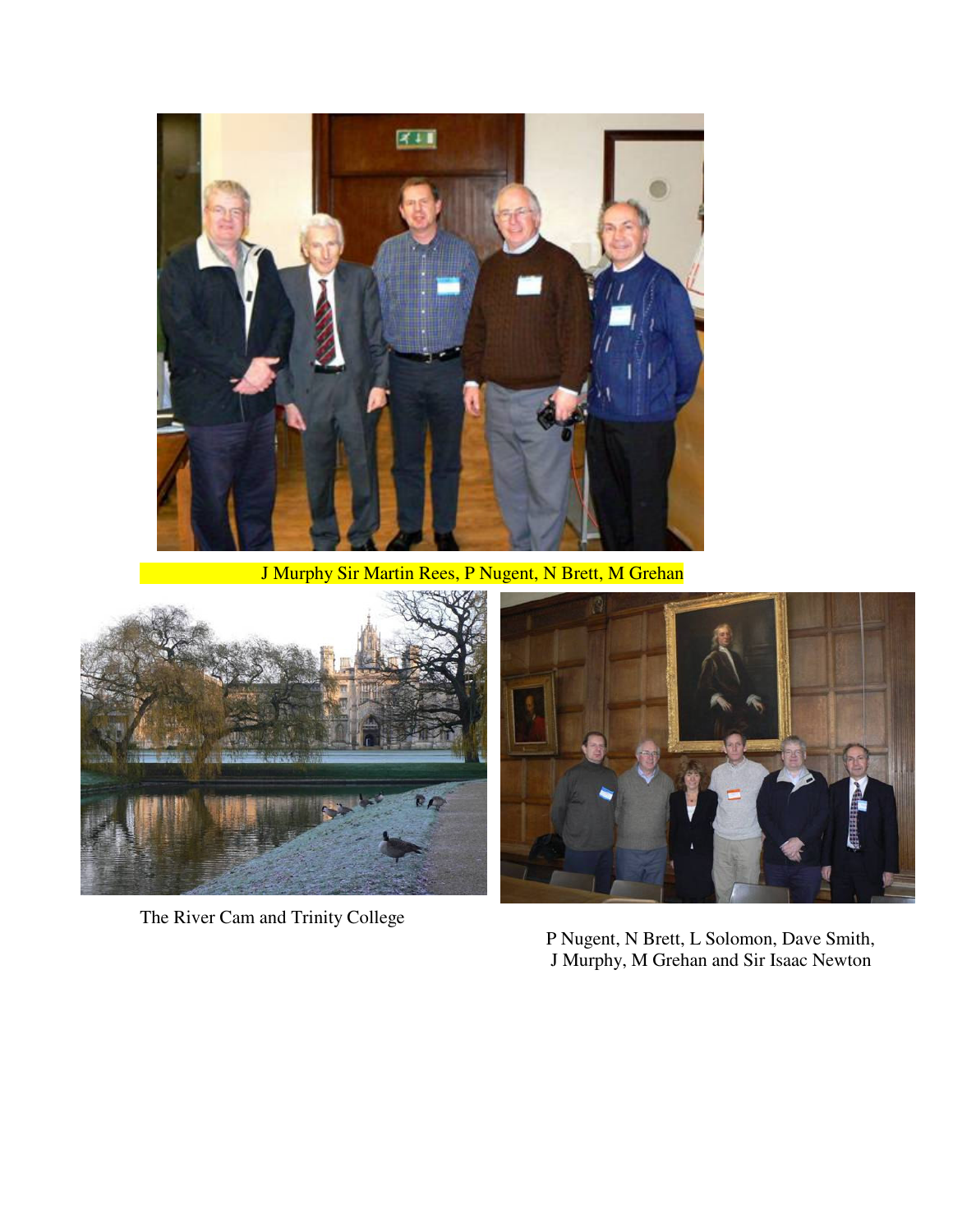J Murphy Sir Martin Rees, P Nugent, N Brett, M Grehan

The River Cam and Trinity College

P Nugent, N Brett, L Solomon, Dave Smith,
J Murphy, M Grehan and Sir Isaac Newton